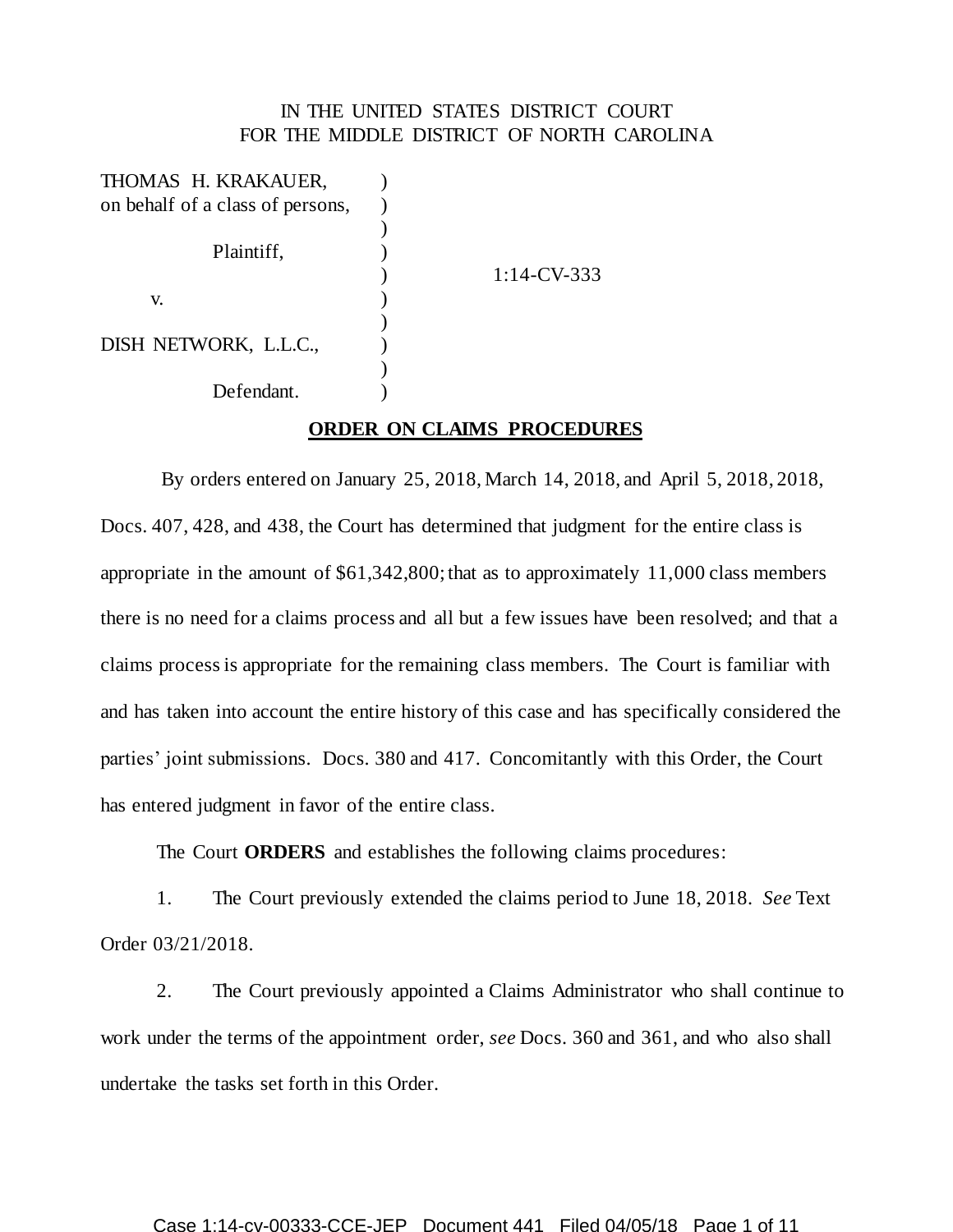IN THE UNITED STATES DISTRICT COURT
FOR THE MIDDLE DISTRICT OF NORTH CAROLINA

| | | |
|---|---|---|
| THOMAS H. KRAKAUER, on behalf of a class of persons, | ) | |
| Plaintiff, | ) | 1:14-CV-333 |
| v. | ) | |
| DISH NETWORK, L.L.C., | ) | |
| Defendant. | ) | |

**ORDER ON CLAIMS PROCEDURES**

By orders entered on January 25, 2018, March 14, 2018, and April 5, 2018, 2018, Docs. 407, 428, and 438, the Court has determined that judgment for the entire class is appropriate in the amount of $61,342,800; that as to approximately 11,000 class members there is no need for a claims process and all but a few issues have been resolved; and that a claims process is appropriate for the remaining class members. The Court is familiar with and has taken into account the entire history of this case and has specifically considered the parties' joint submissions. Docs. 380 and 417. Concomitantly with this Order, the Court has entered judgment in favor of the entire class.

The Court **ORDERS** and establishes the following claims procedures:

1. The Court previously extended the claims period to June 18, 2018. *See* Text Order 03/21/2018.

2. The Court previously appointed a Claims Administrator who shall continue to work under the terms of the appointment order, *see* Docs. 360 and 361, and who also shall undertake the tasks set forth in this Order.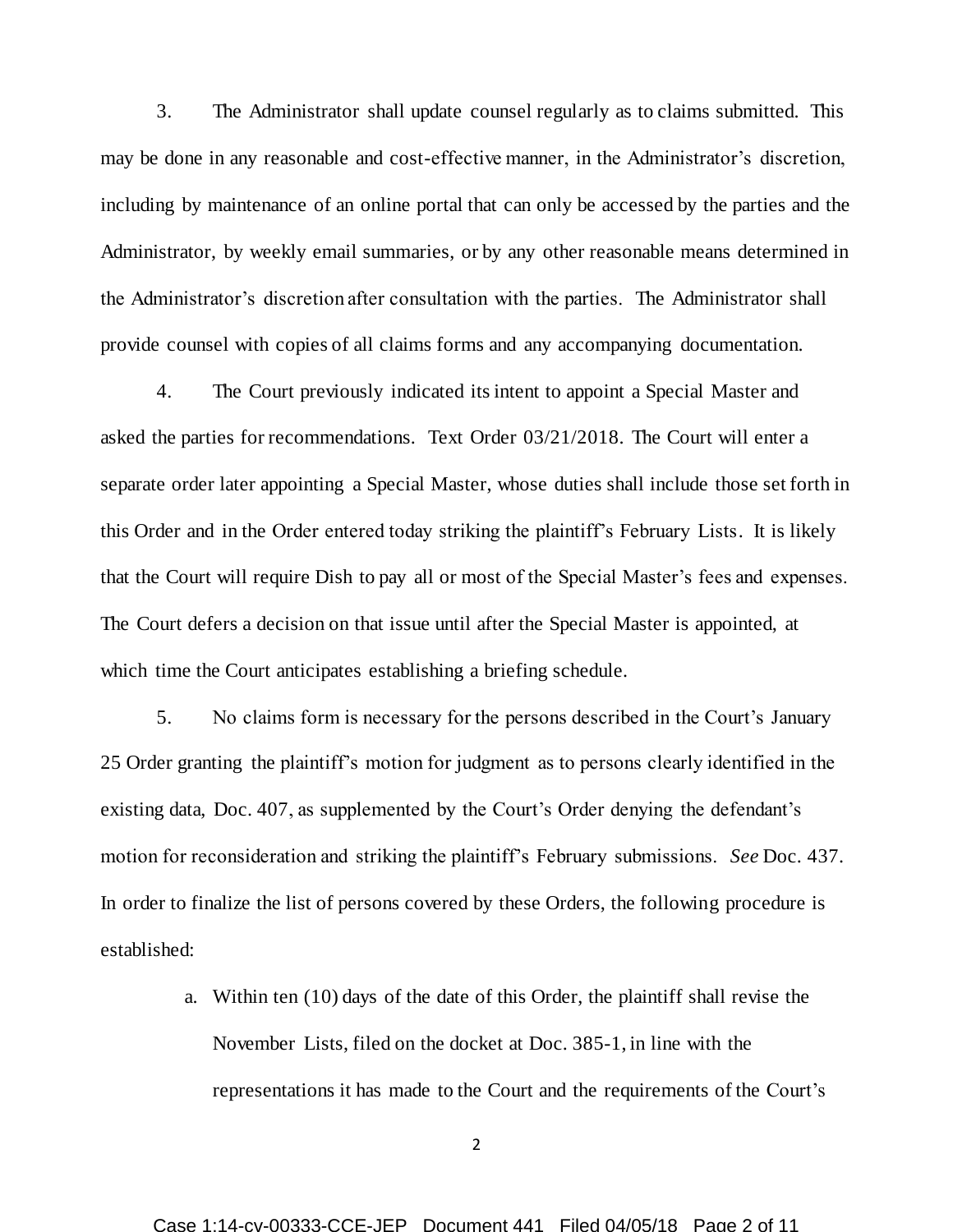3. The Administrator shall update counsel regularly as to claims submitted. This may be done in any reasonable and cost-effective manner, in the Administrator's discretion, including by maintenance of an online portal that can only be accessed by the parties and the Administrator, by weekly email summaries, or by any other reasonable means determined in the Administrator's discretion after consultation with the parties. The Administrator shall provide counsel with copies of all claims forms and any accompanying documentation.

4. The Court previously indicated its intent to appoint a Special Master and asked the parties for recommendations. Text Order 03/21/2018. The Court will enter a separate order later appointing a Special Master, whose duties shall include those set forth in this Order and in the Order entered today striking the plaintiff's February Lists. It is likely that the Court will require Dish to pay all or most of the Special Master's fees and expenses. The Court defers a decision on that issue until after the Special Master is appointed, at which time the Court anticipates establishing a briefing schedule.

5. No claims form is necessary for the persons described in the Court's January 25 Order granting the plaintiff's motion for judgment as to persons clearly identified in the existing data, Doc. 407, as supplemented by the Court's Order denying the defendant's motion for reconsideration and striking the plaintiff's February submissions. *See* Doc. 437. In order to finalize the list of persons covered by these Orders, the following procedure is established:

a. Within ten (10) days of the date of this Order, the plaintiff shall revise the November Lists, filed on the docket at Doc. 385-1, in line with the representations it has made to the Court and the requirements of the Court's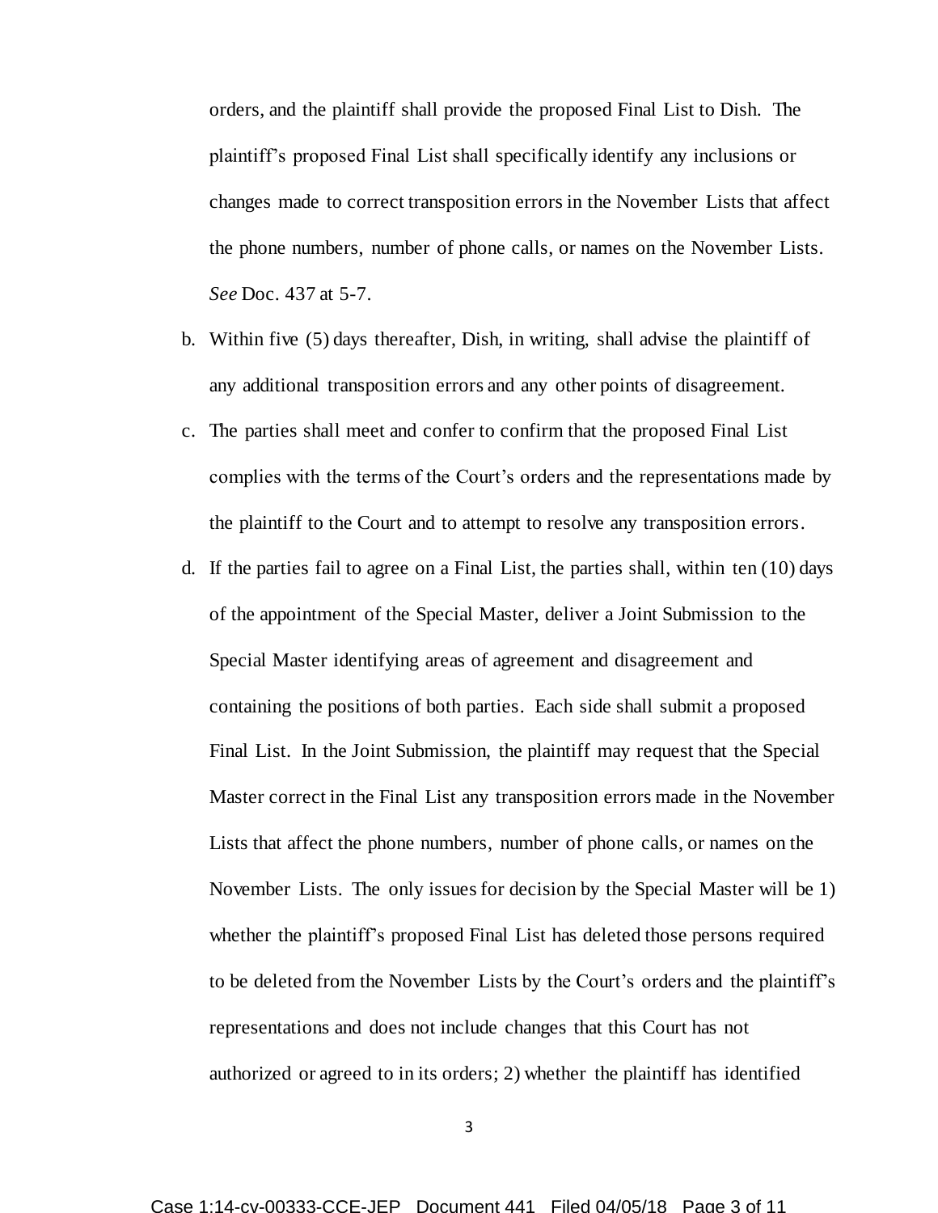orders, and the plaintiff shall provide the proposed Final List to Dish. The plaintiff's proposed Final List shall specifically identify any inclusions or changes made to correct transposition errors in the November Lists that affect the phone numbers, number of phone calls, or names on the November Lists. *See* Doc. 437 at 5-7.

b. Within five (5) days thereafter, Dish, in writing, shall advise the plaintiff of any additional transposition errors and any other points of disagreement.

c. The parties shall meet and confer to confirm that the proposed Final List complies with the terms of the Court's orders and the representations made by the plaintiff to the Court and to attempt to resolve any transposition errors.

d. If the parties fail to agree on a Final List, the parties shall, within ten (10) days of the appointment of the Special Master, deliver a Joint Submission to the Special Master identifying areas of agreement and disagreement and containing the positions of both parties. Each side shall submit a proposed Final List. In the Joint Submission, the plaintiff may request that the Special Master correct in the Final List any transposition errors made in the November Lists that affect the phone numbers, number of phone calls, or names on the November Lists. The only issues for decision by the Special Master will be 1) whether the plaintiff's proposed Final List has deleted those persons required to be deleted from the November Lists by the Court's orders and the plaintiff's representations and does not include changes that this Court has not authorized or agreed to in its orders; 2) whether the plaintiff has identified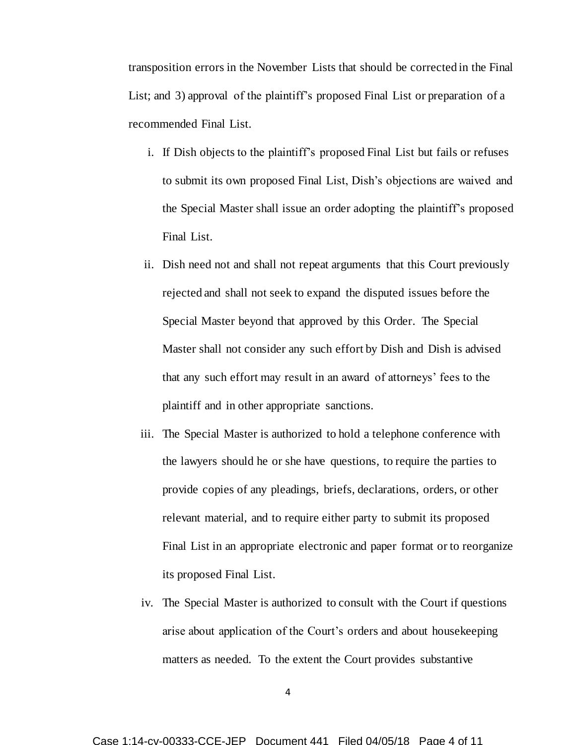transposition errors in the November Lists that should be corrected in the Final List; and 3) approval of the plaintiff's proposed Final List or preparation of a recommended Final List.

i. If Dish objects to the plaintiff's proposed Final List but fails or refuses to submit its own proposed Final List, Dish's objections are waived and the Special Master shall issue an order adopting the plaintiff's proposed Final List.

ii. Dish need not and shall not repeat arguments that this Court previously rejected and shall not seek to expand the disputed issues before the Special Master beyond that approved by this Order. The Special Master shall not consider any such effort by Dish and Dish is advised that any such effort may result in an award of attorneys' fees to the plaintiff and in other appropriate sanctions.

iii. The Special Master is authorized to hold a telephone conference with the lawyers should he or she have questions, to require the parties to provide copies of any pleadings, briefs, declarations, orders, or other relevant material, and to require either party to submit its proposed Final List in an appropriate electronic and paper format or to reorganize its proposed Final List.

iv. The Special Master is authorized to consult with the Court if questions arise about application of the Court's orders and about housekeeping matters as needed. To the extent the Court provides substantive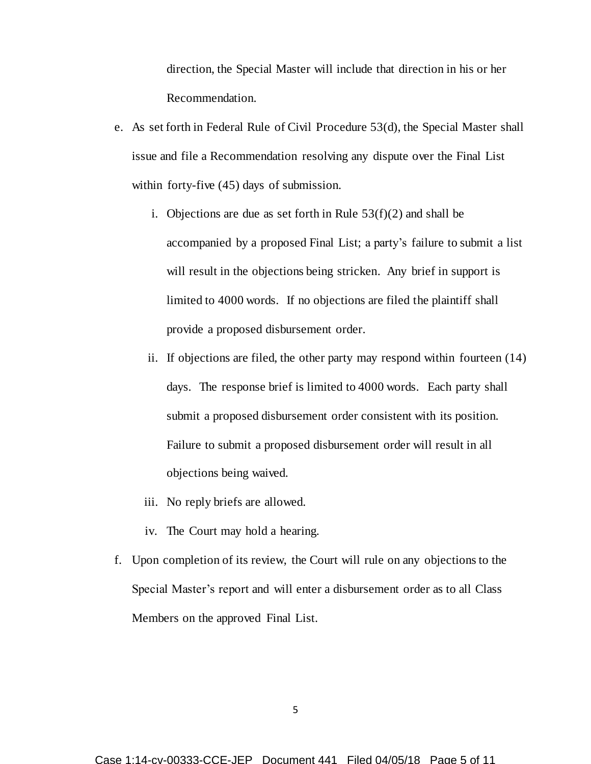direction, the Special Master will include that direction in his or her Recommendation.

e. As set forth in Federal Rule of Civil Procedure 53(d), the Special Master shall issue and file a Recommendation resolving any dispute over the Final List within forty-five (45) days of submission.

   i. Objections are due as set forth in Rule 53(f)(2) and shall be accompanied by a proposed Final List; a party's failure to submit a list will result in the objections being stricken. Any brief in support is limited to 4000 words. If no objections are filed the plaintiff shall provide a proposed disbursement order.

   ii. If objections are filed, the other party may respond within fourteen (14) days. The response brief is limited to 4000 words. Each party shall submit a proposed disbursement order consistent with its position. Failure to submit a proposed disbursement order will result in all objections being waived.

   iii. No reply briefs are allowed.

   iv. The Court may hold a hearing.

f. Upon completion of its review, the Court will rule on any objections to the Special Master's report and will enter a disbursement order as to all Class Members on the approved Final List.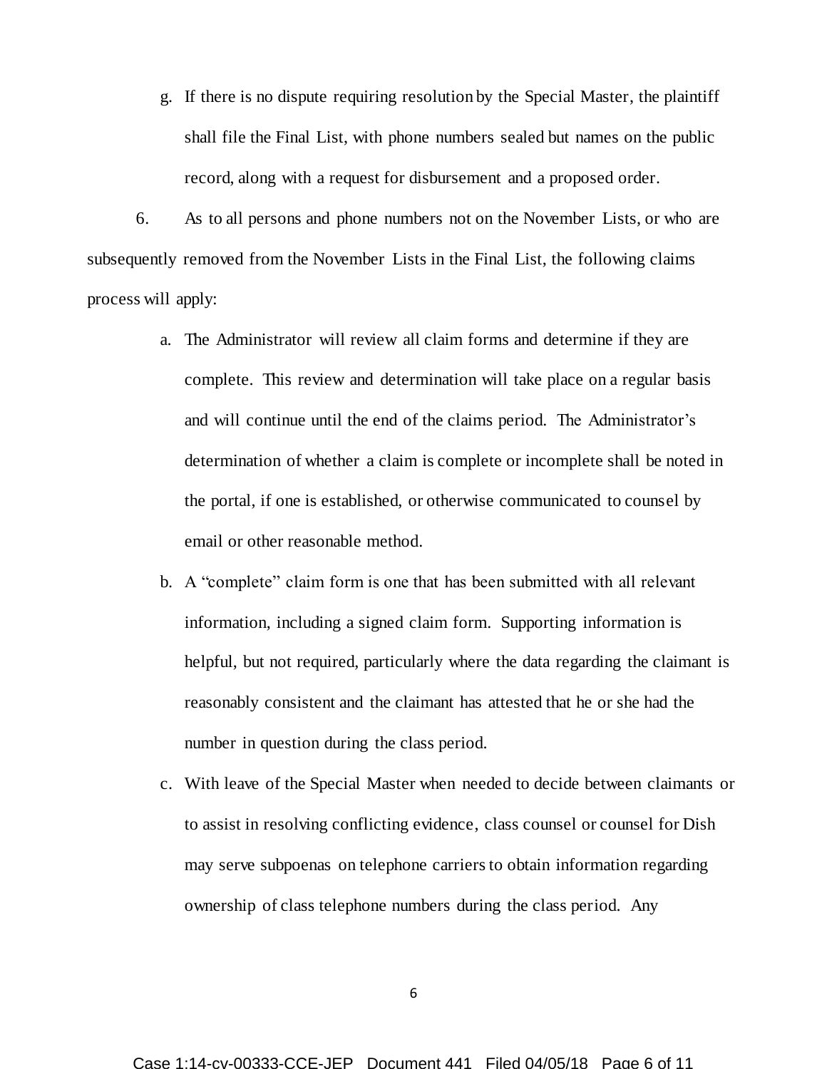g. If there is no dispute requiring resolution by the Special Master, the plaintiff shall file the Final List, with phone numbers sealed but names on the public record, along with a request for disbursement and a proposed order.

6. As to all persons and phone numbers not on the November Lists, or who are subsequently removed from the November Lists in the Final List, the following claims process will apply:

a. The Administrator will review all claim forms and determine if they are complete. This review and determination will take place on a regular basis and will continue until the end of the claims period. The Administrator's determination of whether a claim is complete or incomplete shall be noted in the portal, if one is established, or otherwise communicated to counsel by email or other reasonable method.

b. A "complete" claim form is one that has been submitted with all relevant information, including a signed claim form. Supporting information is helpful, but not required, particularly where the data regarding the claimant is reasonably consistent and the claimant has attested that he or she had the number in question during the class period.

c. With leave of the Special Master when needed to decide between claimants or to assist in resolving conflicting evidence, class counsel or counsel for Dish may serve subpoenas on telephone carriers to obtain information regarding ownership of class telephone numbers during the class period. Any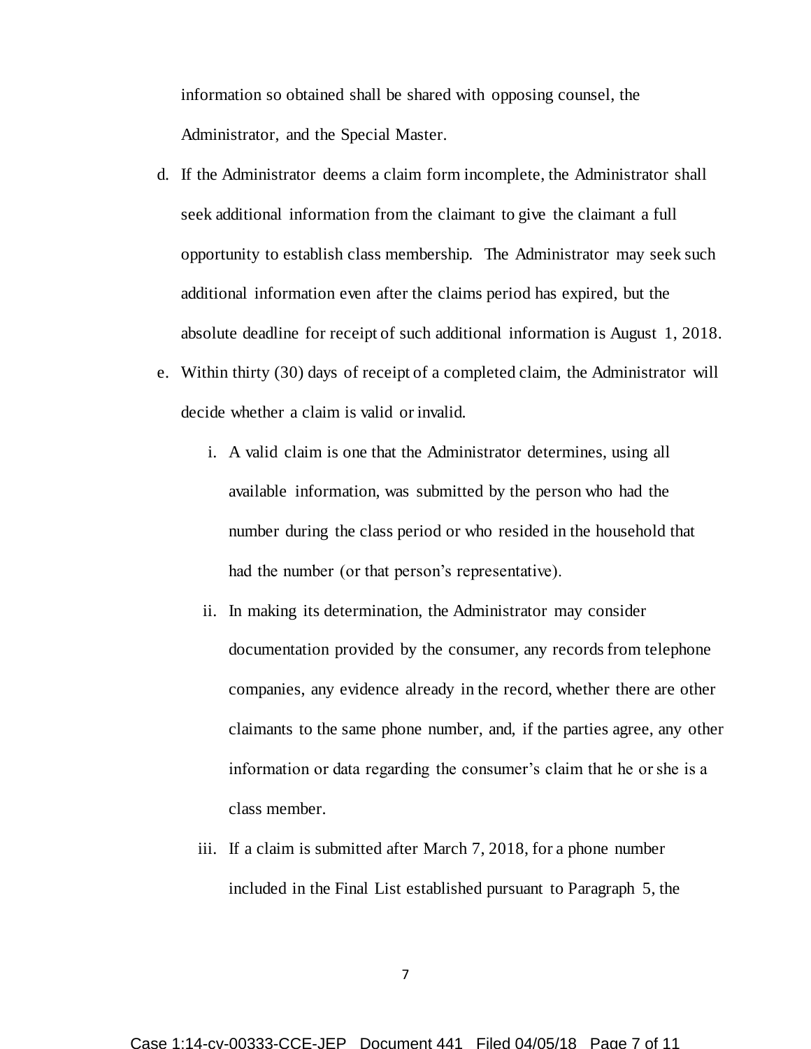information so obtained shall be shared with opposing counsel, the Administrator, and the Special Master.

d. If the Administrator deems a claim form incomplete, the Administrator shall seek additional information from the claimant to give the claimant a full opportunity to establish class membership. The Administrator may seek such additional information even after the claims period has expired, but the absolute deadline for receipt of such additional information is August 1, 2018.

e. Within thirty (30) days of receipt of a completed claim, the Administrator will decide whether a claim is valid or invalid.

   i. A valid claim is one that the Administrator determines, using all available information, was submitted by the person who had the number during the class period or who resided in the household that had the number (or that person's representative).

   ii. In making its determination, the Administrator may consider documentation provided by the consumer, any records from telephone companies, any evidence already in the record, whether there are other claimants to the same phone number, and, if the parties agree, any other information or data regarding the consumer's claim that he or she is a class member.

   iii. If a claim is submitted after March 7, 2018, for a phone number included in the Final List established pursuant to Paragraph 5, the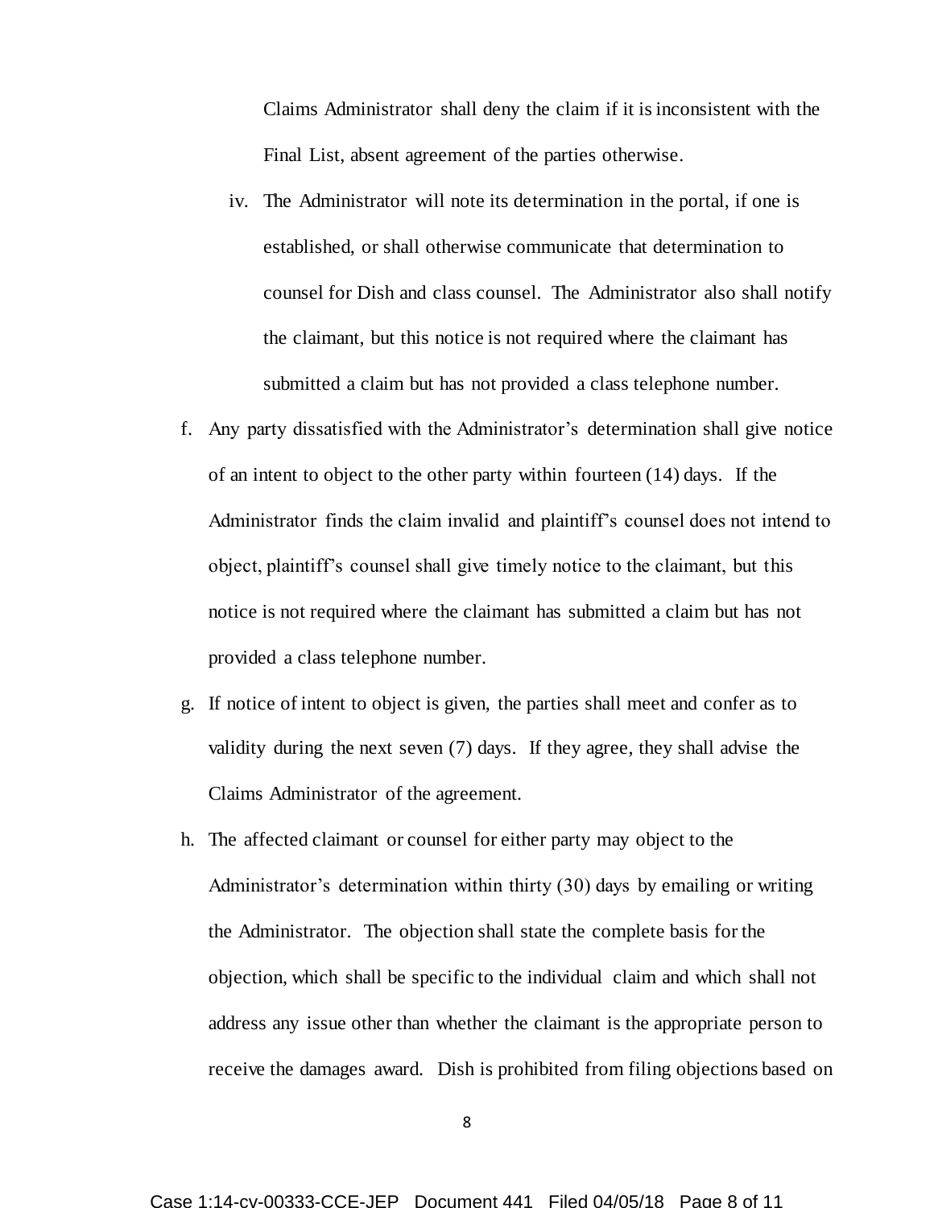Claims Administrator shall deny the claim if it is inconsistent with the Final List, absent agreement of the parties otherwise.

iv. The Administrator will note its determination in the portal, if one is established, or shall otherwise communicate that determination to counsel for Dish and class counsel. The Administrator also shall notify the claimant, but this notice is not required where the claimant has submitted a claim but has not provided a class telephone number.

f. Any party dissatisfied with the Administrator's determination shall give notice of an intent to object to the other party within fourteen (14) days. If the Administrator finds the claim invalid and plaintiff's counsel does not intend to object, plaintiff's counsel shall give timely notice to the claimant, but this notice is not required where the claimant has submitted a claim but has not provided a class telephone number.

g. If notice of intent to object is given, the parties shall meet and confer as to validity during the next seven (7) days. If they agree, they shall advise the Claims Administrator of the agreement.

h. The affected claimant or counsel for either party may object to the Administrator's determination within thirty (30) days by emailing or writing the Administrator. The objection shall state the complete basis for the objection, which shall be specific to the individual claim and which shall not address any issue other than whether the claimant is the appropriate person to receive the damages award. Dish is prohibited from filing objections based on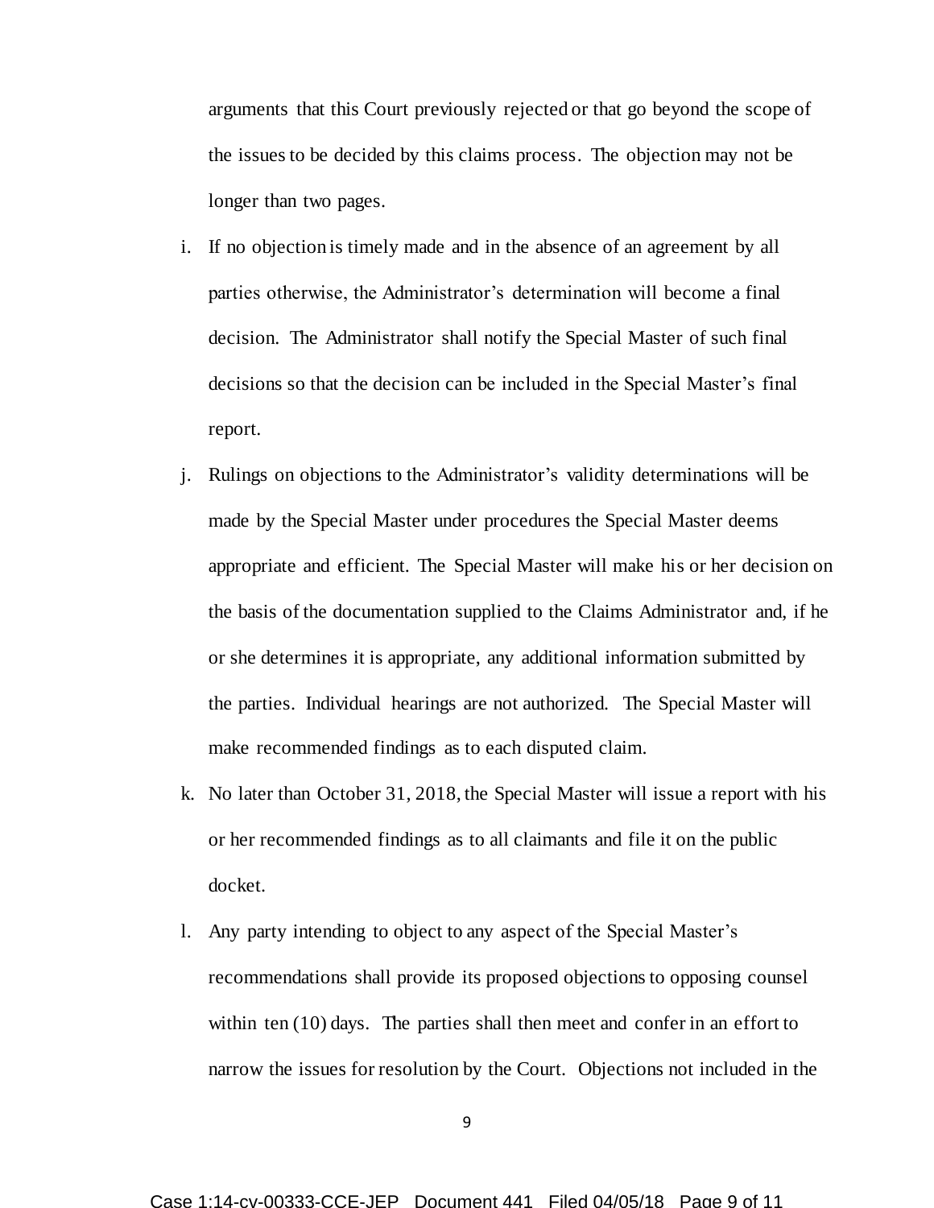arguments that this Court previously rejected or that go beyond the scope of the issues to be decided by this claims process. The objection may not be longer than two pages.

i. If no objection is timely made and in the absence of an agreement by all parties otherwise, the Administrator's determination will become a final decision. The Administrator shall notify the Special Master of such final decisions so that the decision can be included in the Special Master's final report.

j. Rulings on objections to the Administrator's validity determinations will be made by the Special Master under procedures the Special Master deems appropriate and efficient. The Special Master will make his or her decision on the basis of the documentation supplied to the Claims Administrator and, if he or she determines it is appropriate, any additional information submitted by the parties. Individual hearings are not authorized. The Special Master will make recommended findings as to each disputed claim.

k. No later than October 31, 2018, the Special Master will issue a report with his or her recommended findings as to all claimants and file it on the public docket.

l. Any party intending to object to any aspect of the Special Master's recommendations shall provide its proposed objections to opposing counsel within ten (10) days. The parties shall then meet and confer in an effort to narrow the issues for resolution by the Court. Objections not included in the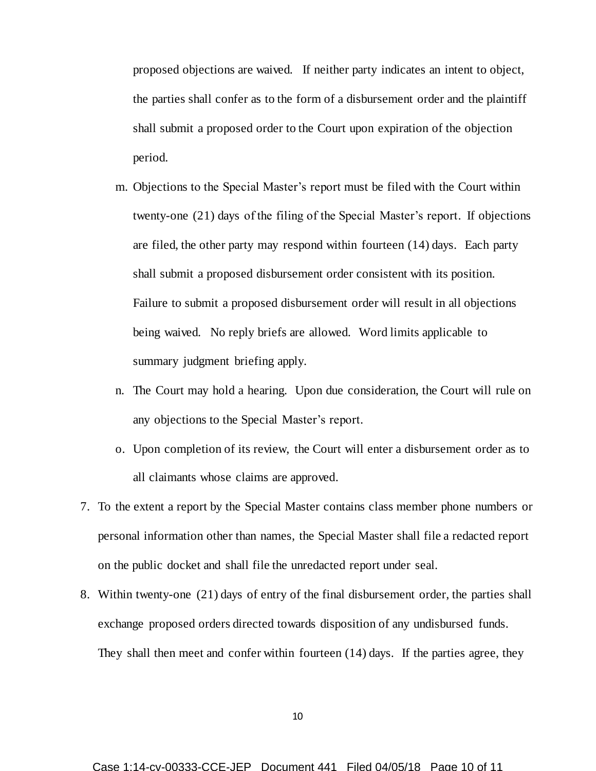proposed objections are waived. If neither party indicates an intent to object, the parties shall confer as to the form of a disbursement order and the plaintiff shall submit a proposed order to the Court upon expiration of the objection period.

m. Objections to the Special Master's report must be filed with the Court within twenty-one (21) days of the filing of the Special Master's report. If objections are filed, the other party may respond within fourteen (14) days. Each party shall submit a proposed disbursement order consistent with its position. Failure to submit a proposed disbursement order will result in all objections being waived. No reply briefs are allowed. Word limits applicable to summary judgment briefing apply.

n. The Court may hold a hearing. Upon due consideration, the Court will rule on any objections to the Special Master's report.

o. Upon completion of its review, the Court will enter a disbursement order as to all claimants whose claims are approved.

7. To the extent a report by the Special Master contains class member phone numbers or personal information other than names, the Special Master shall file a redacted report on the public docket and shall file the unredacted report under seal.

8. Within twenty-one (21) days of entry of the final disbursement order, the parties shall exchange proposed orders directed towards disposition of any undisbursed funds. They shall then meet and confer within fourteen (14) days. If the parties agree, they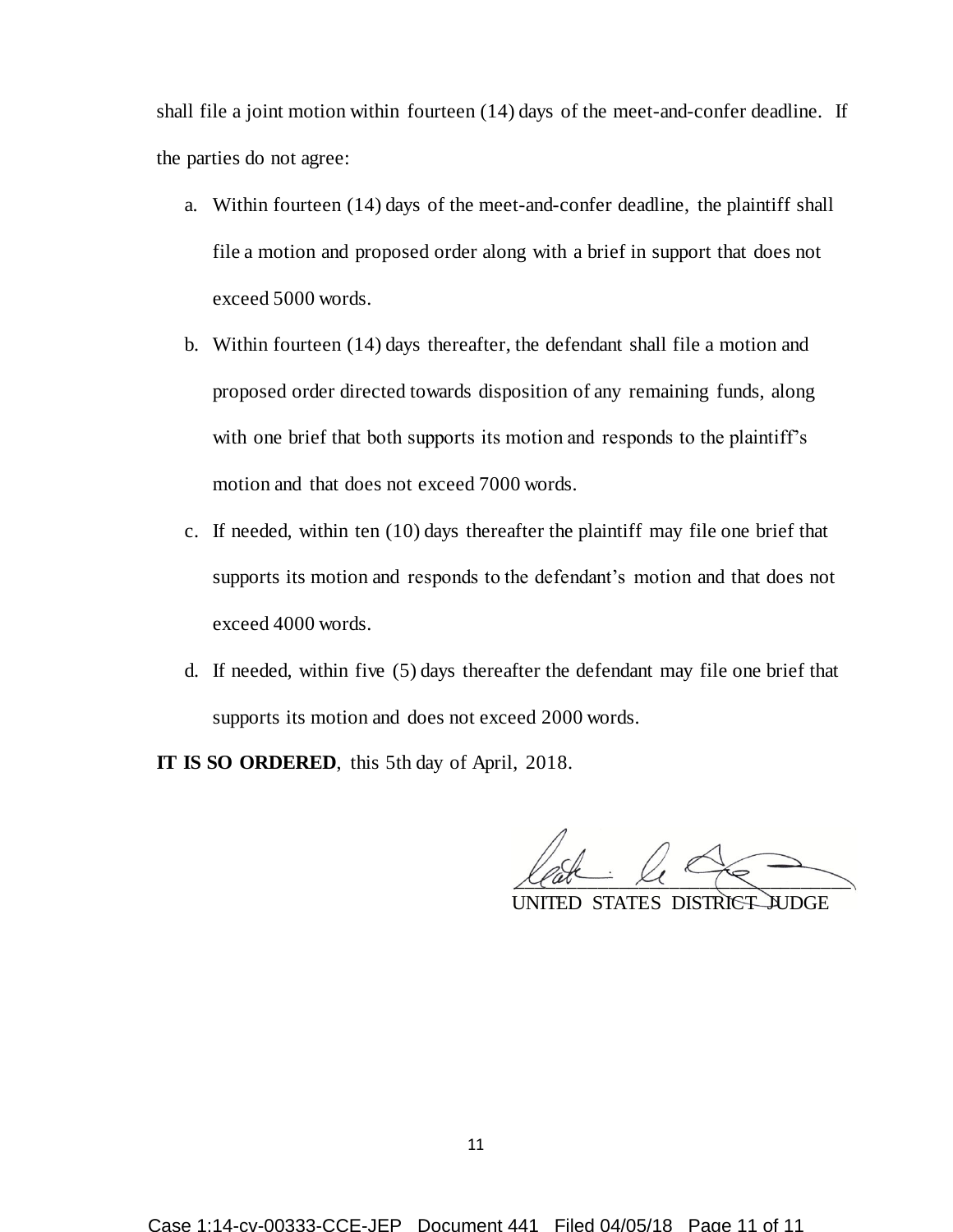shall file a joint motion within fourteen (14) days of the meet-and-confer deadline. If the parties do not agree:

a. Within fourteen (14) days of the meet-and-confer deadline, the plaintiff shall file a motion and proposed order along with a brief in support that does not exceed 5000 words.

b. Within fourteen (14) days thereafter, the defendant shall file a motion and proposed order directed towards disposition of any remaining funds, along with one brief that both supports its motion and responds to the plaintiff's motion and that does not exceed 7000 words.

c. If needed, within ten (10) days thereafter the plaintiff may file one brief that supports its motion and responds to the defendant's motion and that does not exceed 4000 words.

d. If needed, within five (5) days thereafter the defendant may file one brief that supports its motion and does not exceed 2000 words.

**IT IS SO ORDERED**, this 5th day of April, 2018.

UNITED STATES DISTRICT JUDGE